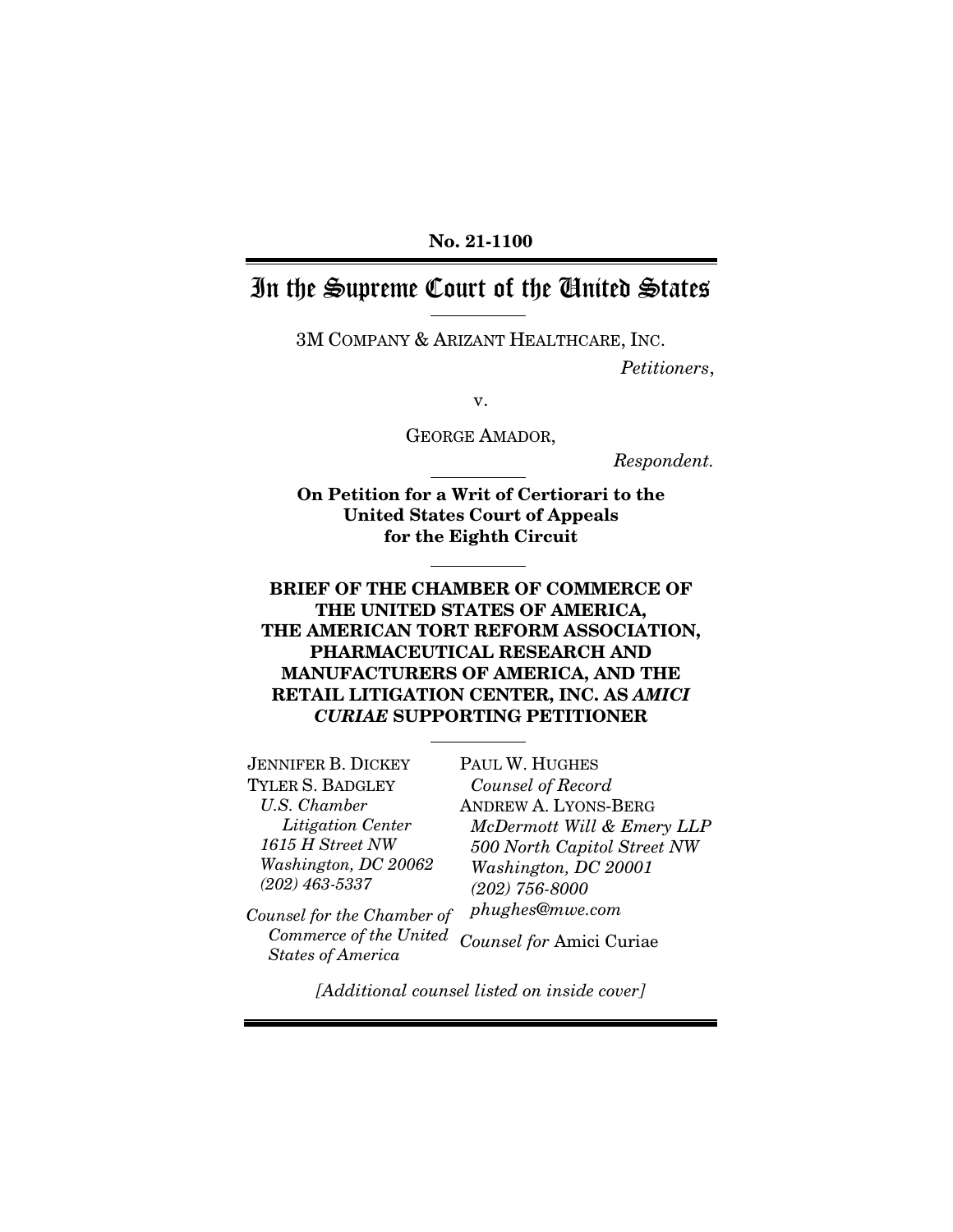**No. 21-1100**

# In the Supreme Court of the United States

3M COMPANY & ARIZANT HEALTHCARE, INC.

*Petitioners*,

v.

GEORGE AMADOR,

*Respondent.*

**On Petition for a Writ of Certiorari to the United States Court of Appeals for the Eighth Circuit**

**BRIEF OF THE CHAMBER OF COMMERCE OF THE UNITED STATES OF AMERICA, THE AMERICAN TORT REFORM ASSOCIATION, PHARMACEUTICAL RESEARCH AND MANUFACTURERS OF AMERICA, AND THE RETAIL LITIGATION CENTER, INC. AS *AMICI CURIAE* SUPPORTING PETITIONER**

JENNIFER B. DICKEY
TYLER S. BADGLEY
*U.S. Chamber Litigation Center*
*1615 H Street NW*
*Washington, DC 20062*
*(202) 463-5337*

*Counsel for the Chamber of Commerce of the United States of America*

PAUL W. HUGHES
*Counsel of Record*
ANDREW A. LYONS-BERG
*McDermott Will & Emery LLP*
*500 North Capitol Street NW*
*Washington, DC 20001*
*(202) 756-8000*
*phughes@mwe.com*

*Counsel for* Amici Curiae

*[Additional counsel listed on inside cover]*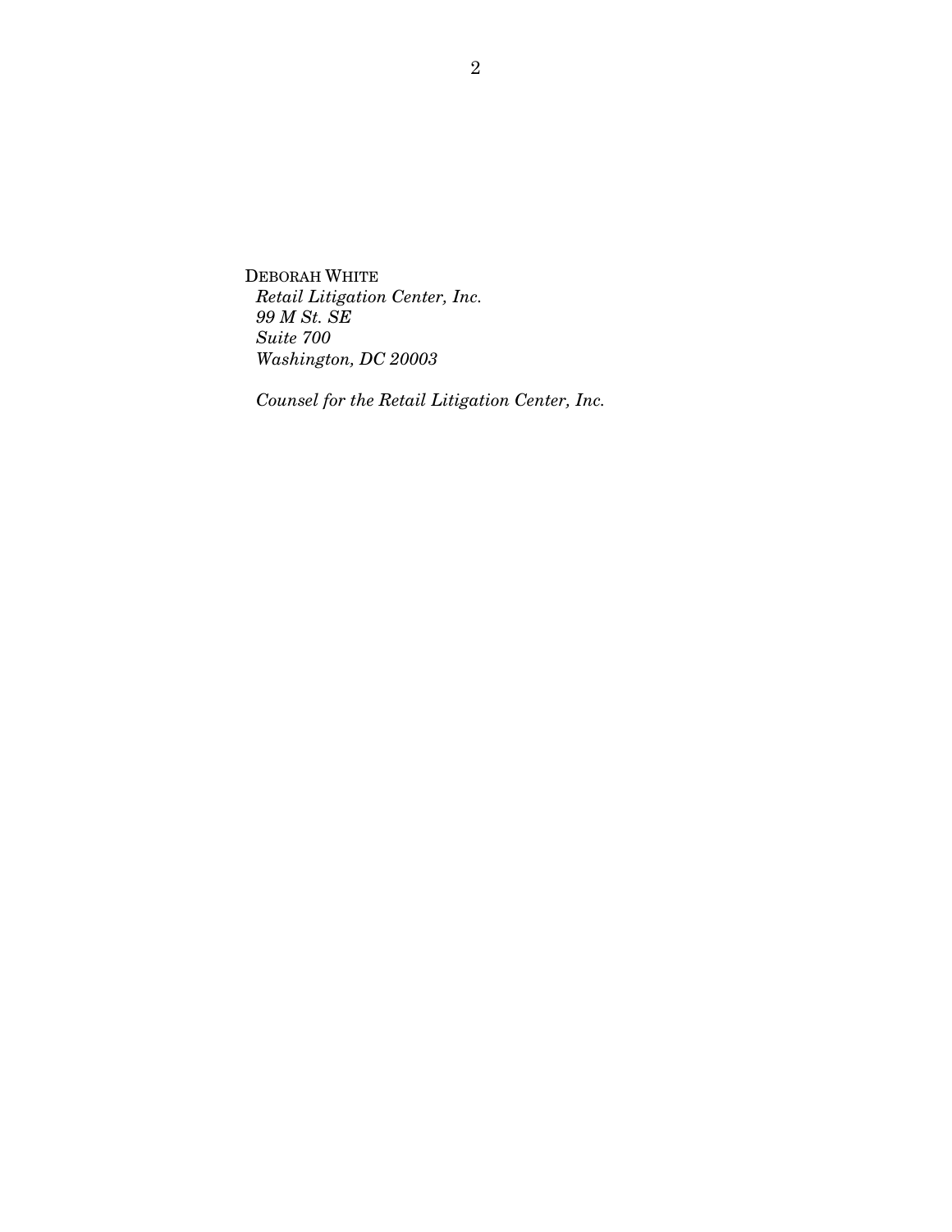DEBORAH WHITE
*Retail Litigation Center, Inc.*
*99 M St. SE*
*Suite 700*
*Washington, DC 20003*

*Counsel for the Retail Litigation Center, Inc.*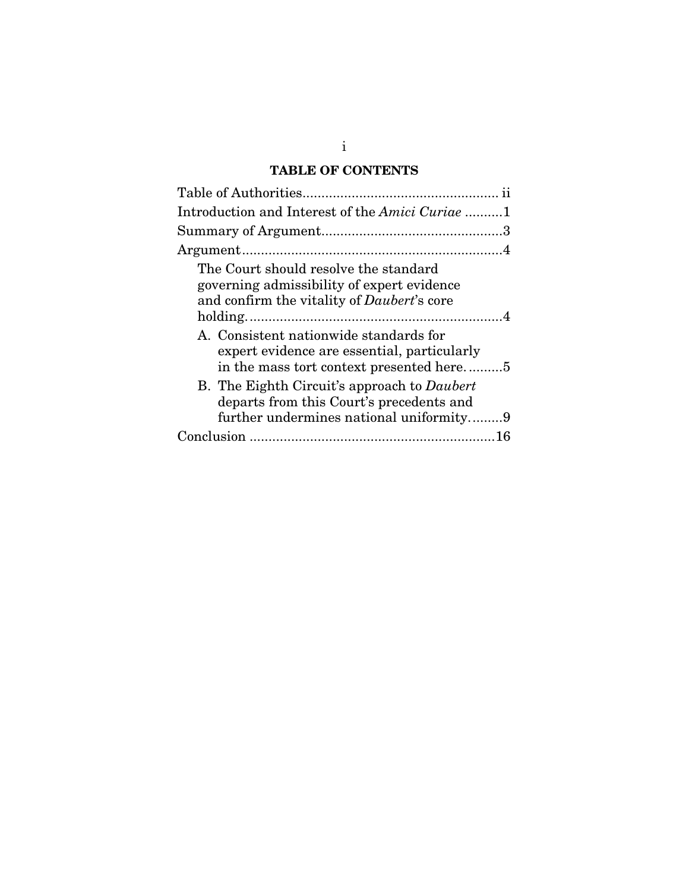**TABLE OF CONTENTS**

Table of Authorities.................................................... ii

Introduction and Interest of the *Amici Curiae* ..........1

Summary of Argument................................................3

Argument....................................................................4

The Court should resolve the standard governing admissibility of expert evidence and confirm the vitality of *Daubert*'s core holding....................................................................4

A. Consistent nationwide standards for expert evidence are essential, particularly in the mass tort context presented here..........5

B. The Eighth Circuit's approach to *Daubert* departs from this Court's precedents and further undermines national uniformity.........9

Conclusion .................................................................16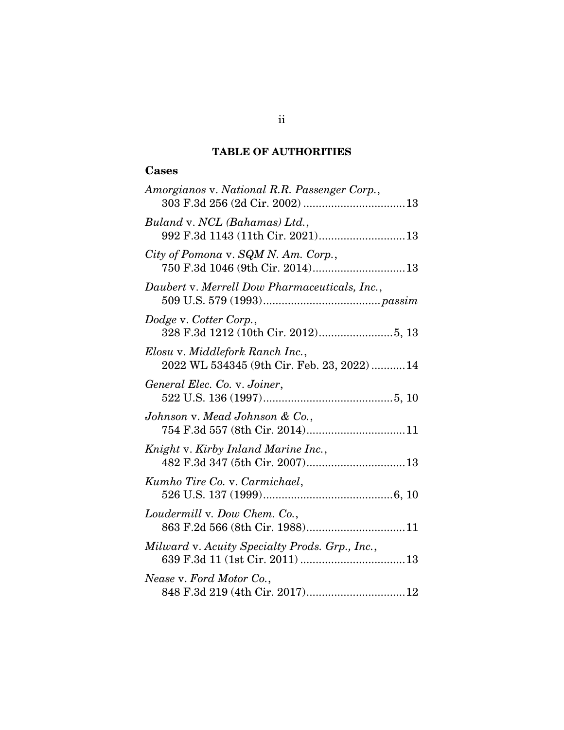## TABLE OF AUTHORITIES

### Cases

*Amorgianos* v. *National R.R. Passenger Corp.*, 303 F.3d 256 (2d Cir. 2002) .................................13

*Buland* v. *NCL (Bahamas) Ltd.*, 992 F.3d 1143 (11th Cir. 2021)............................13

*City of Pomona* v. *SQM N. Am. Corp.*, 750 F.3d 1046 (9th Cir. 2014)..............................13

*Daubert* v. *Merrell Dow Pharmaceuticals, Inc.*, 509 U.S. 579 (1993)......................................*passim*

*Dodge* v. *Cotter Corp.*, 328 F.3d 1212 (10th Cir. 2012)........................5, 13

*Elosu* v. *Middlefork Ranch Inc.*, 2022 WL 534345 (9th Cir. Feb. 23, 2022) ...........14

*General Elec. Co.* v. *Joiner*, 522 U.S. 136 (1997)..........................................5, 10

*Johnson* v. *Mead Johnson & Co.*, 754 F.3d 557 (8th Cir. 2014)................................11

*Knight* v. *Kirby Inland Marine Inc.*, 482 F.3d 347 (5th Cir. 2007)................................13

*Kumho Tire Co.* v. *Carmichael*, 526 U.S. 137 (1999)..........................................6, 10

*Loudermill* v. *Dow Chem. Co.*, 863 F.2d 566 (8th Cir. 1988)................................11

*Milward* v. *Acuity Specialty Prods. Grp., Inc.*, 639 F.3d 11 (1st Cir. 2011) ..................................13

*Nease* v. *Ford Motor Co.*, 848 F.3d 219 (4th Cir. 2017)................................12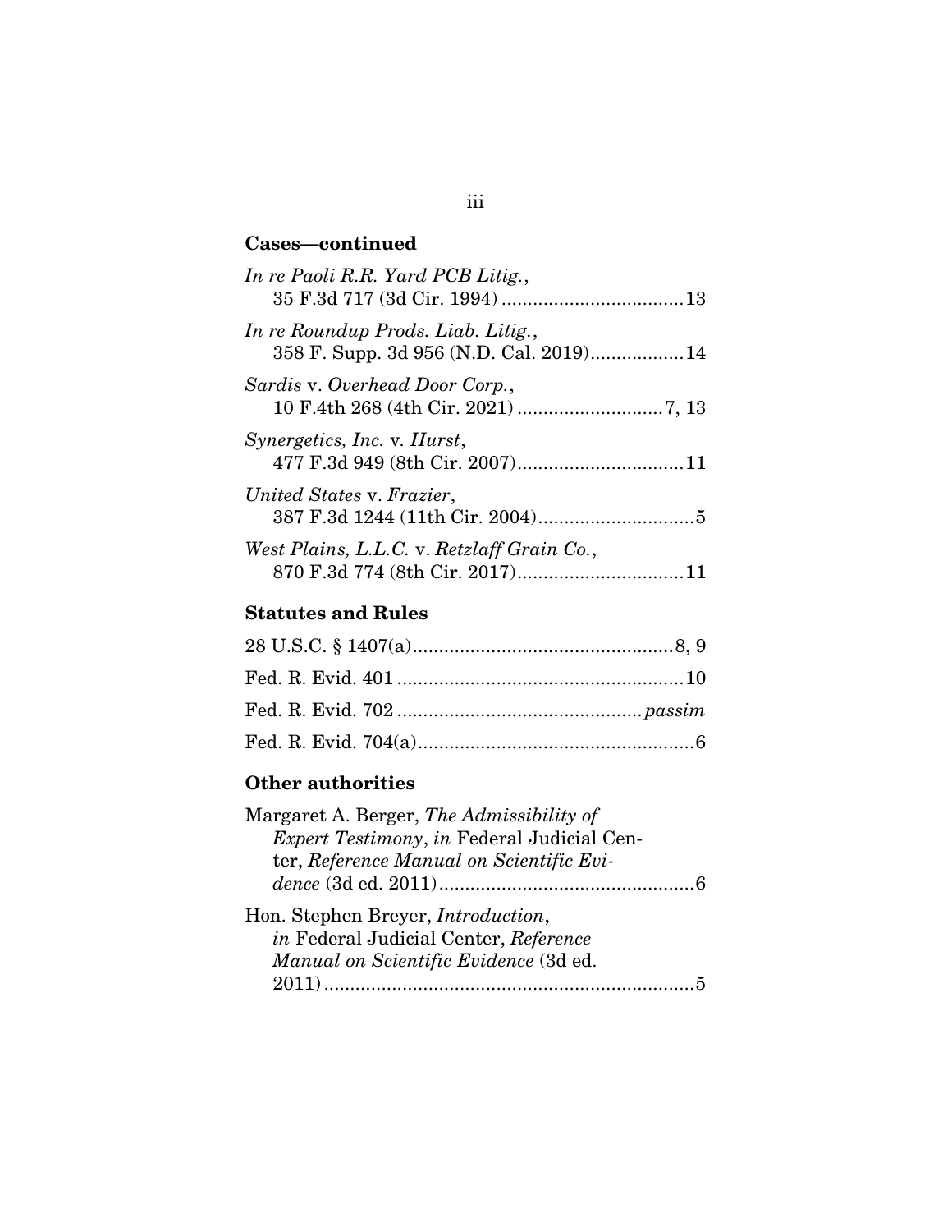## Cases—continued

*In re Paoli R.R. Yard PCB Litig.*, 35 F.3d 717 (3d Cir. 1994) .................................. 13

*In re Roundup Prods. Liab. Litig.*, 358 F. Supp. 3d 956 (N.D. Cal. 2019).................. 14

*Sardis* v. *Overhead Door Corp.*, 10 F.4th 268 (4th Cir. 2021) ............................ 7, 13

*Synergetics, Inc.* v. *Hurst*, 477 F.3d 949 (8th Cir. 2007)................................ 11

*United States* v. *Frazier*, 387 F.3d 1244 (11th Cir. 2004).............................. 5

*West Plains, L.L.C.* v. *Retzlaff Grain Co.*, 870 F.3d 774 (8th Cir. 2017)................................ 11

## Statutes and Rules

28 U.S.C. § 1407(a).................................................. 8, 9

Fed. R. Evid. 401 ....................................................... 10

Fed. R. Evid. 702 .............................................. *passim*

Fed. R. Evid. 704(a)..................................................... 6

## Other authorities

Margaret A. Berger, *The Admissibility of Expert Testimony*, *in* Federal Judicial Center, *Reference Manual on Scientific Evidence* (3d ed. 2011)................................................. 6

Hon. Stephen Breyer, *Introduction*, *in* Federal Judicial Center, *Reference Manual on Scientific Evidence* (3d ed. 2011)....................................................................... 5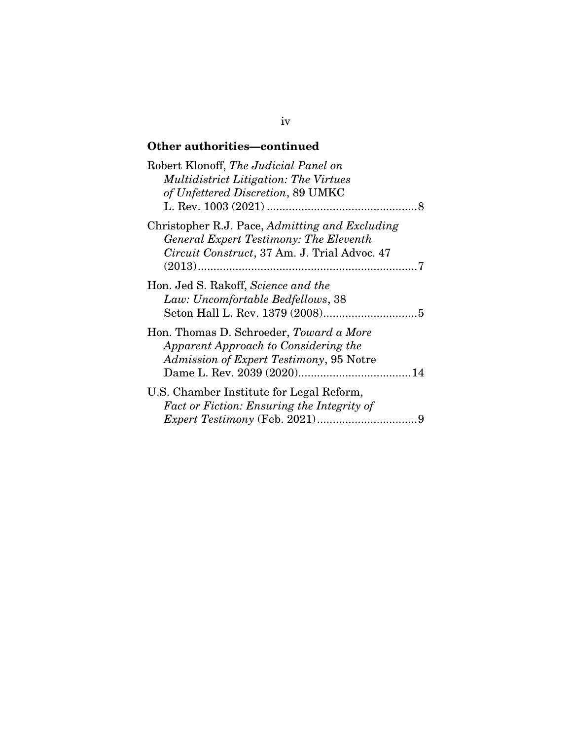**Other authorities—continued**

Robert Klonoff, *The Judicial Panel on Multidistrict Litigation: The Virtues of Unfettered Discretion*, 89 UMKC L. Rev. 1003 (2021) ................................................8

Christopher R.J. Pace, *Admitting and Excluding General Expert Testimony: The Eleventh Circuit Construct*, 37 Am. J. Trial Advoc. 47 (2013)......................................................................7

Hon. Jed S. Rakoff, *Science and the Law: Uncomfortable Bedfellows*, 38 Seton Hall L. Rev. 1379 (2008)..............................5

Hon. Thomas D. Schroeder, *Toward a More Apparent Approach to Considering the Admission of Expert Testimony*, 95 Notre Dame L. Rev. 2039 (2020)....................................14

U.S. Chamber Institute for Legal Reform, *Fact or Fiction: Ensuring the Integrity of Expert Testimony* (Feb. 2021)................................9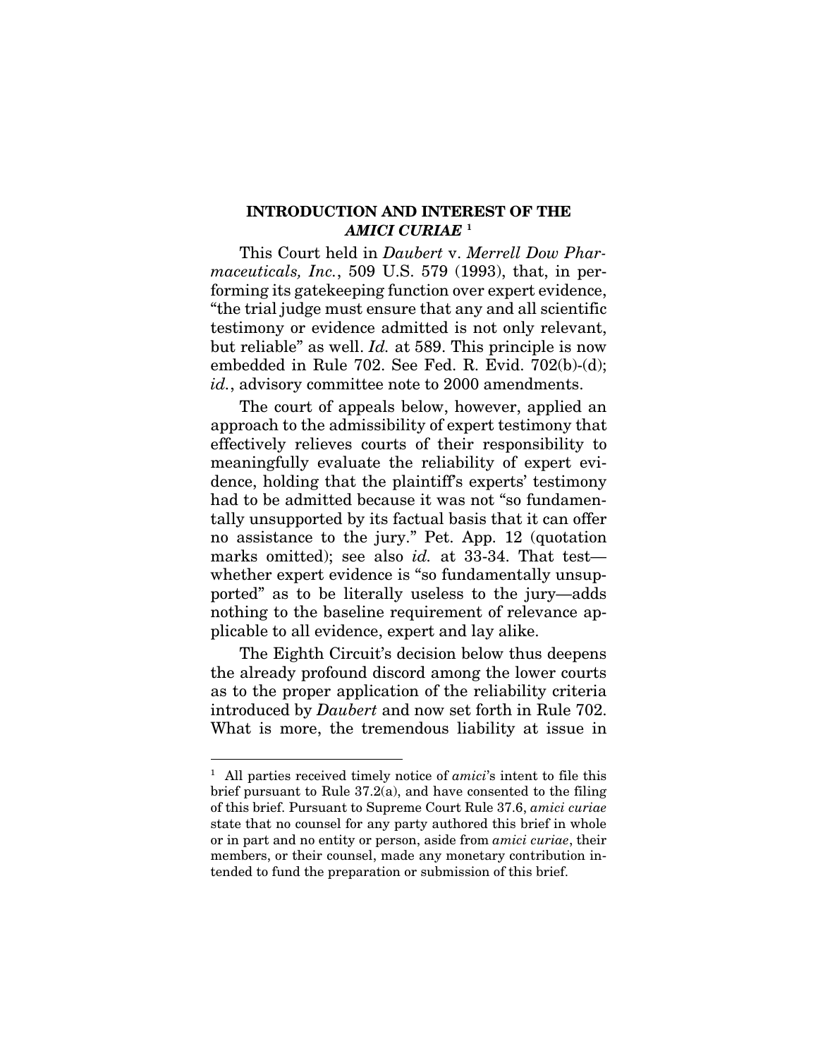## INTRODUCTION AND INTEREST OF THE *AMICI CURIAE* [1]

This Court held in *Daubert* v. *Merrell Dow Pharmaceuticals, Inc.*, 509 U.S. 579 (1993), that, in performing its gatekeeping function over expert evidence, "the trial judge must ensure that any and all scientific testimony or evidence admitted is not only relevant, but reliable" as well. *Id.* at 589. This principle is now embedded in Rule 702. See Fed. R. Evid. 702(b)-(d); *id.*, advisory committee note to 2000 amendments.

The court of appeals below, however, applied an approach to the admissibility of expert testimony that effectively relieves courts of their responsibility to meaningfully evaluate the reliability of expert evidence, holding that the plaintiff's experts' testimony had to be admitted because it was not "so fundamentally unsupported by its factual basis that it can offer no assistance to the jury." Pet. App. 12 (quotation marks omitted); see also *id.* at 33-34. That test—whether expert evidence is "so fundamentally unsupported" as to be literally useless to the jury—adds nothing to the baseline requirement of relevance applicable to all evidence, expert and lay alike.

The Eighth Circuit's decision below thus deepens the already profound discord among the lower courts as to the proper application of the reliability criteria introduced by *Daubert* and now set forth in Rule 702. What is more, the tremendous liability at issue in

---

[1] All parties received timely notice of *amici*'s intent to file this brief pursuant to Rule 37.2(a), and have consented to the filing of this brief. Pursuant to Supreme Court Rule 37.6, *amici curiae* state that no counsel for any party authored this brief in whole or in part and no entity or person, aside from *amici curiae*, their members, or their counsel, made any monetary contribution intended to fund the preparation or submission of this brief.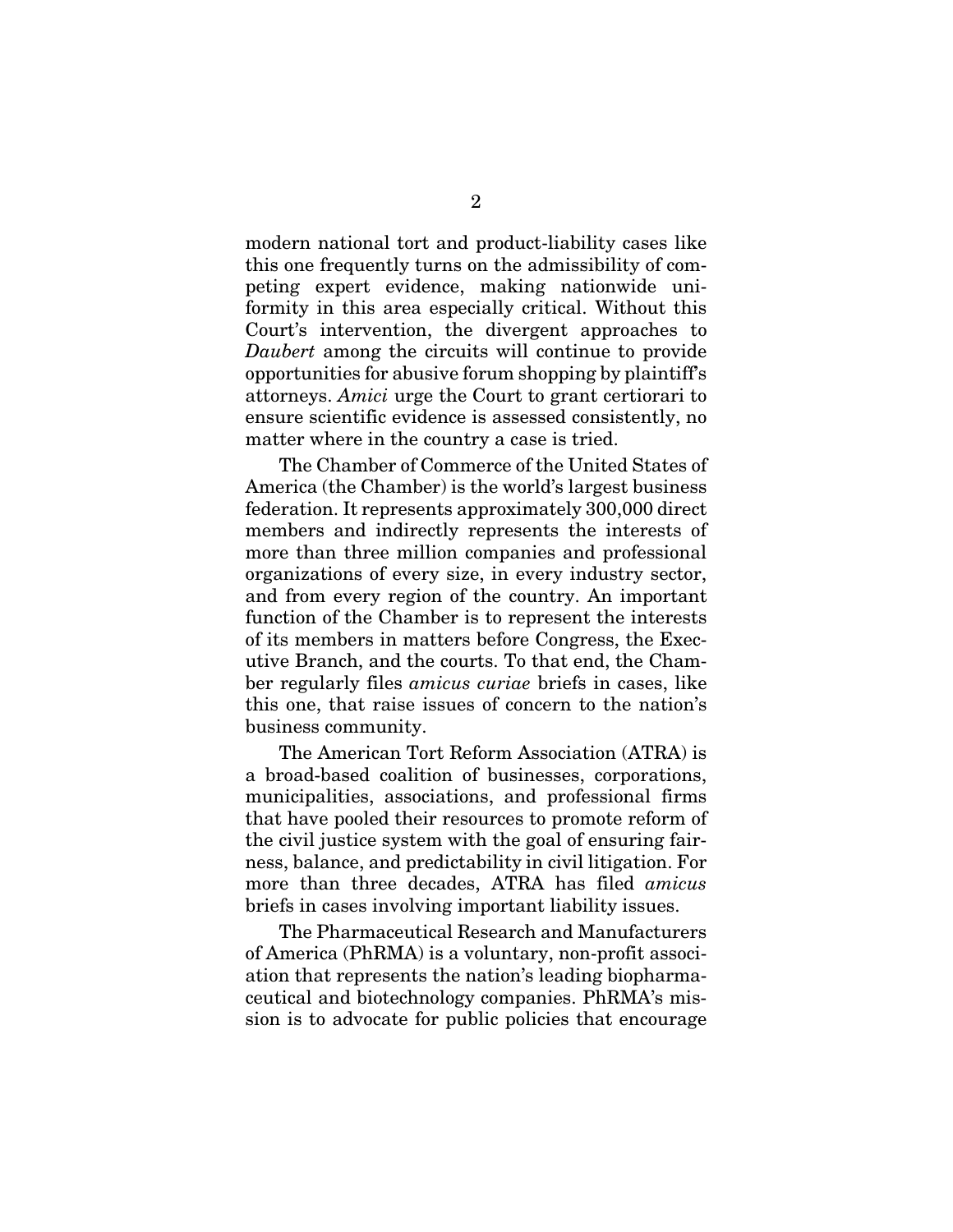modern national tort and product-liability cases like this one frequently turns on the admissibility of competing expert evidence, making nationwide uniformity in this area especially critical. Without this Court's intervention, the divergent approaches to *Daubert* among the circuits will continue to provide opportunities for abusive forum shopping by plaintiff's attorneys. *Amici* urge the Court to grant certiorari to ensure scientific evidence is assessed consistently, no matter where in the country a case is tried.

The Chamber of Commerce of the United States of America (the Chamber) is the world's largest business federation. It represents approximately 300,000 direct members and indirectly represents the interests of more than three million companies and professional organizations of every size, in every industry sector, and from every region of the country. An important function of the Chamber is to represent the interests of its members in matters before Congress, the Executive Branch, and the courts. To that end, the Chamber regularly files *amicus curiae* briefs in cases, like this one, that raise issues of concern to the nation's business community.

The American Tort Reform Association (ATRA) is a broad-based coalition of businesses, corporations, municipalities, associations, and professional firms that have pooled their resources to promote reform of the civil justice system with the goal of ensuring fairness, balance, and predictability in civil litigation. For more than three decades, ATRA has filed *amicus* briefs in cases involving important liability issues.

The Pharmaceutical Research and Manufacturers of America (PhRMA) is a voluntary, non-profit association that represents the nation's leading biopharmaceutical and biotechnology companies. PhRMA's mission is to advocate for public policies that encourage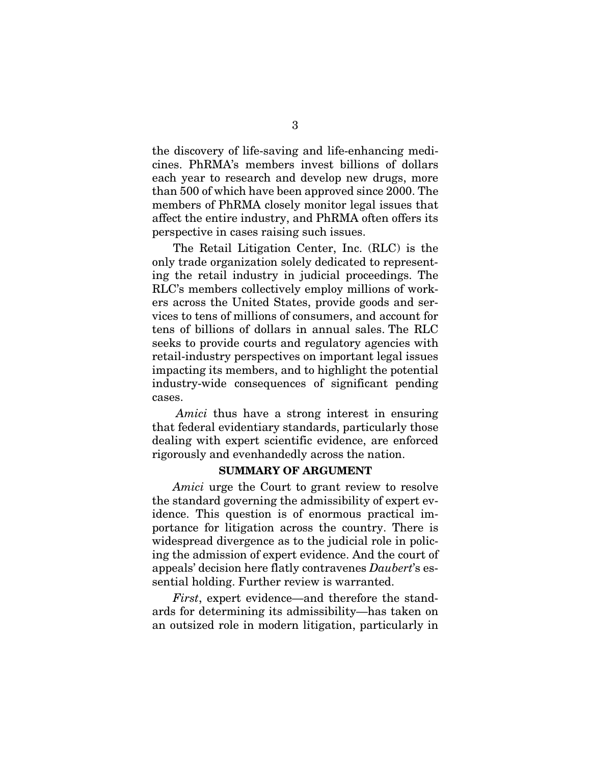the discovery of life-saving and life-enhancing medicines. PhRMA's members invest billions of dollars each year to research and develop new drugs, more than 500 of which have been approved since 2000. The members of PhRMA closely monitor legal issues that affect the entire industry, and PhRMA often offers its perspective in cases raising such issues.

The Retail Litigation Center, Inc. (RLC) is the only trade organization solely dedicated to representing the retail industry in judicial proceedings. The RLC's members collectively employ millions of workers across the United States, provide goods and services to tens of millions of consumers, and account for tens of billions of dollars in annual sales. The RLC seeks to provide courts and regulatory agencies with retail-industry perspectives on important legal issues impacting its members, and to highlight the potential industry-wide consequences of significant pending cases.

*Amici* thus have a strong interest in ensuring that federal evidentiary standards, particularly those dealing with expert scientific evidence, are enforced rigorously and evenhandedly across the nation.

## SUMMARY OF ARGUMENT

*Amici* urge the Court to grant review to resolve the standard governing the admissibility of expert evidence. This question is of enormous practical importance for litigation across the country. There is widespread divergence as to the judicial role in policing the admission of expert evidence. And the court of appeals' decision here flatly contravenes *Daubert*'s essential holding. Further review is warranted.

*First*, expert evidence—and therefore the standards for determining its admissibility—has taken on an outsized role in modern litigation, particularly in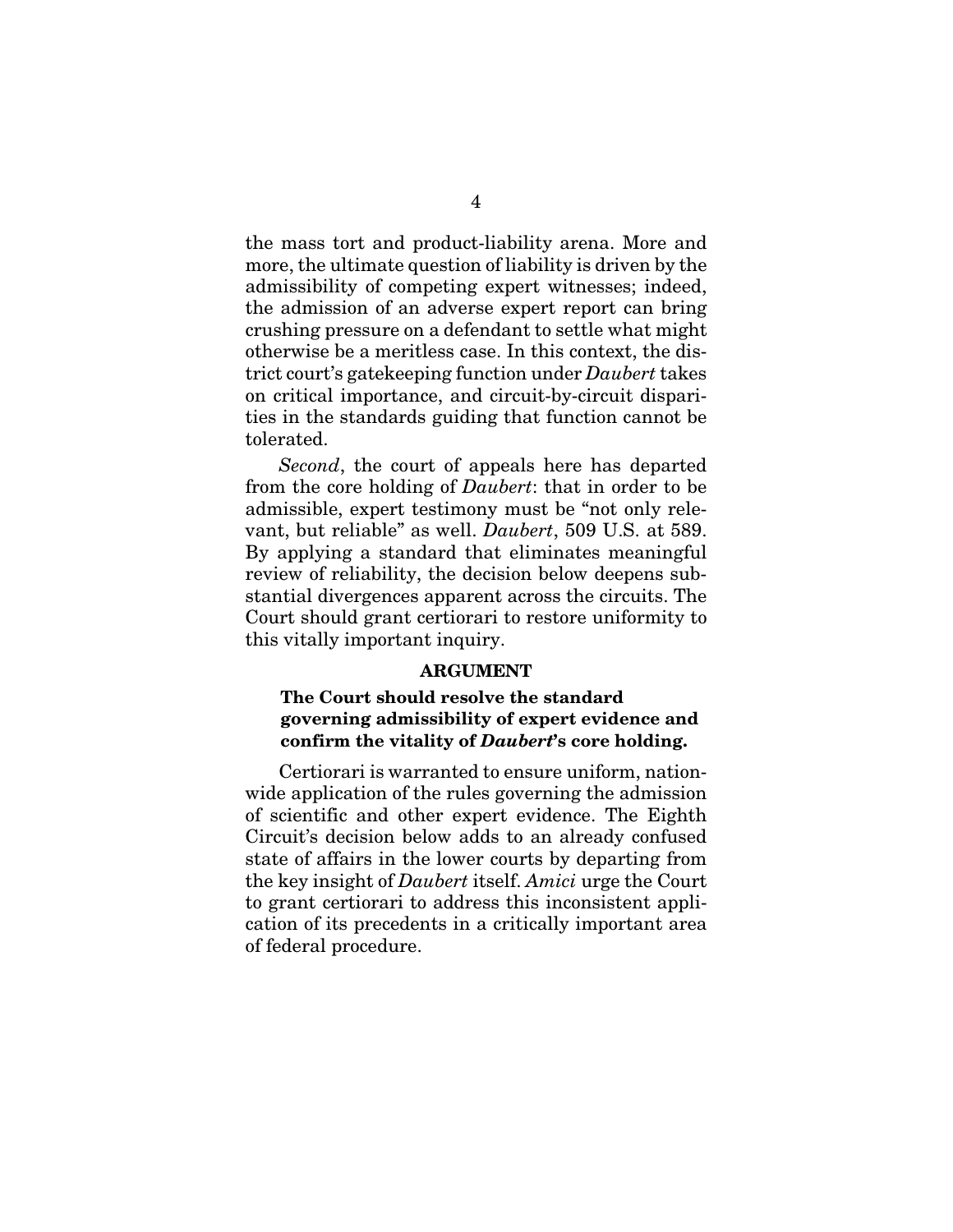the mass tort and product-liability arena. More and more, the ultimate question of liability is driven by the admissibility of competing expert witnesses; indeed, the admission of an adverse expert report can bring crushing pressure on a defendant to settle what might otherwise be a meritless case. In this context, the district court's gatekeeping function under *Daubert* takes on critical importance, and circuit-by-circuit disparities in the standards guiding that function cannot be tolerated.

*Second*, the court of appeals here has departed from the core holding of *Daubert*: that in order to be admissible, expert testimony must be "not only relevant, but reliable" as well. *Daubert*, 509 U.S. at 589. By applying a standard that eliminates meaningful review of reliability, the decision below deepens substantial divergences apparent across the circuits. The Court should grant certiorari to restore uniformity to this vitally important inquiry.

## ARGUMENT

### The Court should resolve the standard governing admissibility of expert evidence and confirm the vitality of *Daubert*'s core holding.

Certiorari is warranted to ensure uniform, nationwide application of the rules governing the admission of scientific and other expert evidence. The Eighth Circuit's decision below adds to an already confused state of affairs in the lower courts by departing from the key insight of *Daubert* itself. *Amici* urge the Court to grant certiorari to address this inconsistent application of its precedents in a critically important area of federal procedure.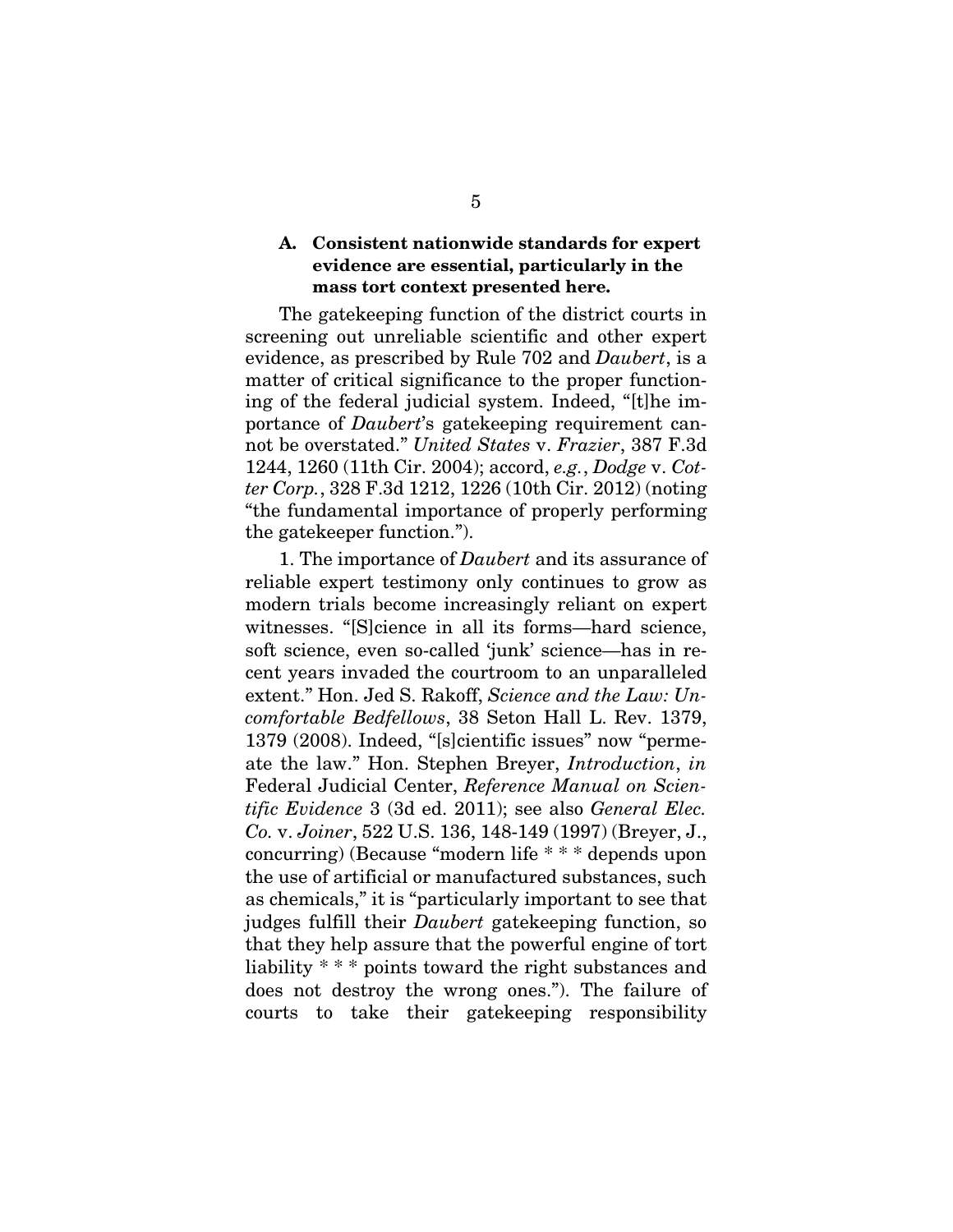### A. Consistent nationwide standards for expert evidence are essential, particularly in the mass tort context presented here.

The gatekeeping function of the district courts in screening out unreliable scientific and other expert evidence, as prescribed by Rule 702 and *Daubert*, is a matter of critical significance to the proper functioning of the federal judicial system. Indeed, "[t]he importance of *Daubert*'s gatekeeping requirement cannot be overstated." *United States* v. *Frazier*, 387 F.3d 1244, 1260 (11th Cir. 2004); accord, *e.g.*, *Dodge* v. *Cotter Corp.*, 328 F.3d 1212, 1226 (10th Cir. 2012) (noting "the fundamental importance of properly performing the gatekeeper function.").

1. The importance of *Daubert* and its assurance of reliable expert testimony only continues to grow as modern trials become increasingly reliant on expert witnesses. "[S]cience in all its forms—hard science, soft science, even so-called 'junk' science—has in recent years invaded the courtroom to an unparalleled extent." Hon. Jed S. Rakoff, *Science and the Law: Uncomfortable Bedfellows*, 38 Seton Hall L. Rev. 1379, 1379 (2008). Indeed, "[s]cientific issues" now "permeate the law." Hon. Stephen Breyer, *Introduction*, *in* Federal Judicial Center, *Reference Manual on Scientific Evidence* 3 (3d ed. 2011); see also *General Elec. Co.* v. *Joiner*, 522 U.S. 136, 148-149 (1997) (Breyer, J., concurring) (Because "modern life * * * depends upon the use of artificial or manufactured substances, such as chemicals," it is "particularly important to see that judges fulfill their *Daubert* gatekeeping function, so that they help assure that the powerful engine of tort liability * * * points toward the right substances and does not destroy the wrong ones."). The failure of courts to take their gatekeeping responsibility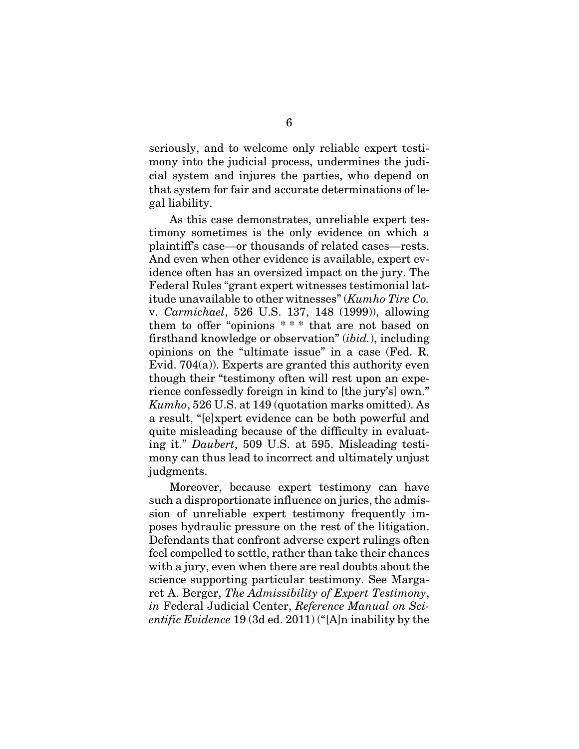seriously, and to welcome only reliable expert testimony into the judicial process, undermines the judicial system and injures the parties, who depend on that system for fair and accurate determinations of legal liability.

As this case demonstrates, unreliable expert testimony sometimes is the only evidence on which a plaintiff's case—or thousands of related cases—rests. And even when other evidence is available, expert evidence often has an oversized impact on the jury. The Federal Rules "grant expert witnesses testimonial latitude unavailable to other witnesses" (*Kumho Tire Co.* v. *Carmichael*, 526 U.S. 137, 148 (1999)), allowing them to offer "opinions * * * that are not based on firsthand knowledge or observation" (*ibid.*), including opinions on the "ultimate issue" in a case (Fed. R. Evid. 704(a)). Experts are granted this authority even though their "testimony often will rest upon an experience confessedly foreign in kind to [the jury's] own." *Kumho*, 526 U.S. at 149 (quotation marks omitted). As a result, "[e]xpert evidence can be both powerful and quite misleading because of the difficulty in evaluating it." *Daubert*, 509 U.S. at 595. Misleading testimony can thus lead to incorrect and ultimately unjust judgments.

Moreover, because expert testimony can have such a disproportionate influence on juries, the admission of unreliable expert testimony frequently imposes hydraulic pressure on the rest of the litigation. Defendants that confront adverse expert rulings often feel compelled to settle, rather than take their chances with a jury, even when there are real doubts about the science supporting particular testimony. See Margaret A. Berger, *The Admissibility of Expert Testimony*, *in* Federal Judicial Center, *Reference Manual on Scientific Evidence* 19 (3d ed. 2011) ("[A]n inability by the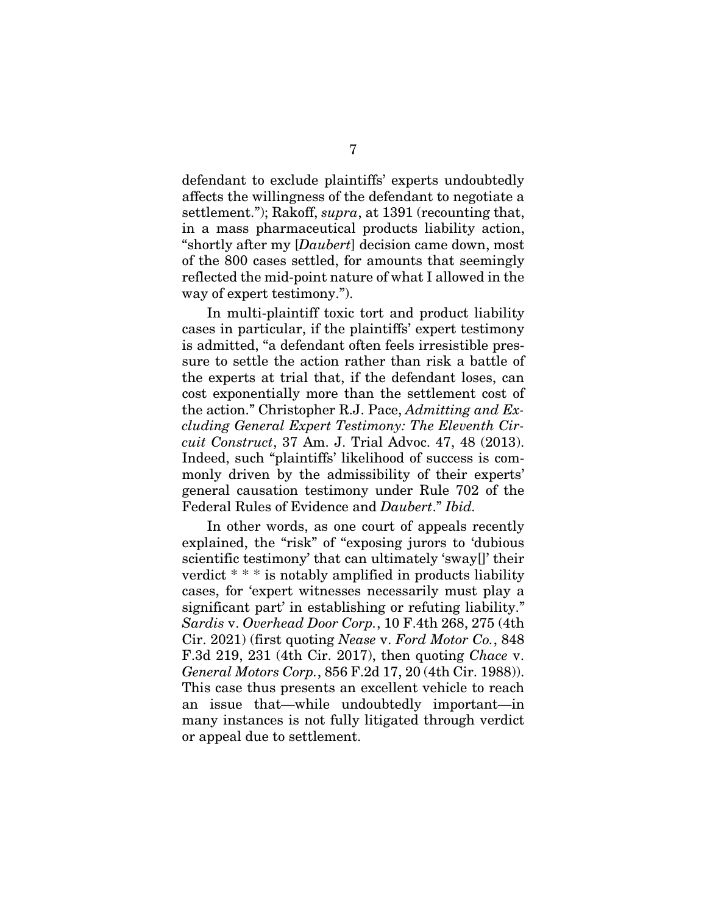defendant to exclude plaintiffs' experts undoubtedly affects the willingness of the defendant to negotiate a settlement."); Rakoff, *supra*, at 1391 (recounting that, in a mass pharmaceutical products liability action, "shortly after my [*Daubert*] decision came down, most of the 800 cases settled, for amounts that seemingly reflected the mid-point nature of what I allowed in the way of expert testimony.").

In multi-plaintiff toxic tort and product liability cases in particular, if the plaintiffs' expert testimony is admitted, "a defendant often feels irresistible pressure to settle the action rather than risk a battle of the experts at trial that, if the defendant loses, can cost exponentially more than the settlement cost of the action." Christopher R.J. Pace, *Admitting and Excluding General Expert Testimony: The Eleventh Circuit Construct*, 37 Am. J. Trial Advoc. 47, 48 (2013). Indeed, such "plaintiffs' likelihood of success is commonly driven by the admissibility of their experts' general causation testimony under Rule 702 of the Federal Rules of Evidence and *Daubert*." *Ibid.*

In other words, as one court of appeals recently explained, the "risk" of "exposing jurors to 'dubious scientific testimony' that can ultimately 'sway[]' their verdict * * * is notably amplified in products liability cases, for 'expert witnesses necessarily must play a significant part' in establishing or refuting liability." *Sardis* v. *Overhead Door Corp.*, 10 F.4th 268, 275 (4th Cir. 2021) (first quoting *Nease* v. *Ford Motor Co.*, 848 F.3d 219, 231 (4th Cir. 2017), then quoting *Chace* v. *General Motors Corp.*, 856 F.2d 17, 20 (4th Cir. 1988)). This case thus presents an excellent vehicle to reach an issue that—while undoubtedly important—in many instances is not fully litigated through verdict or appeal due to settlement.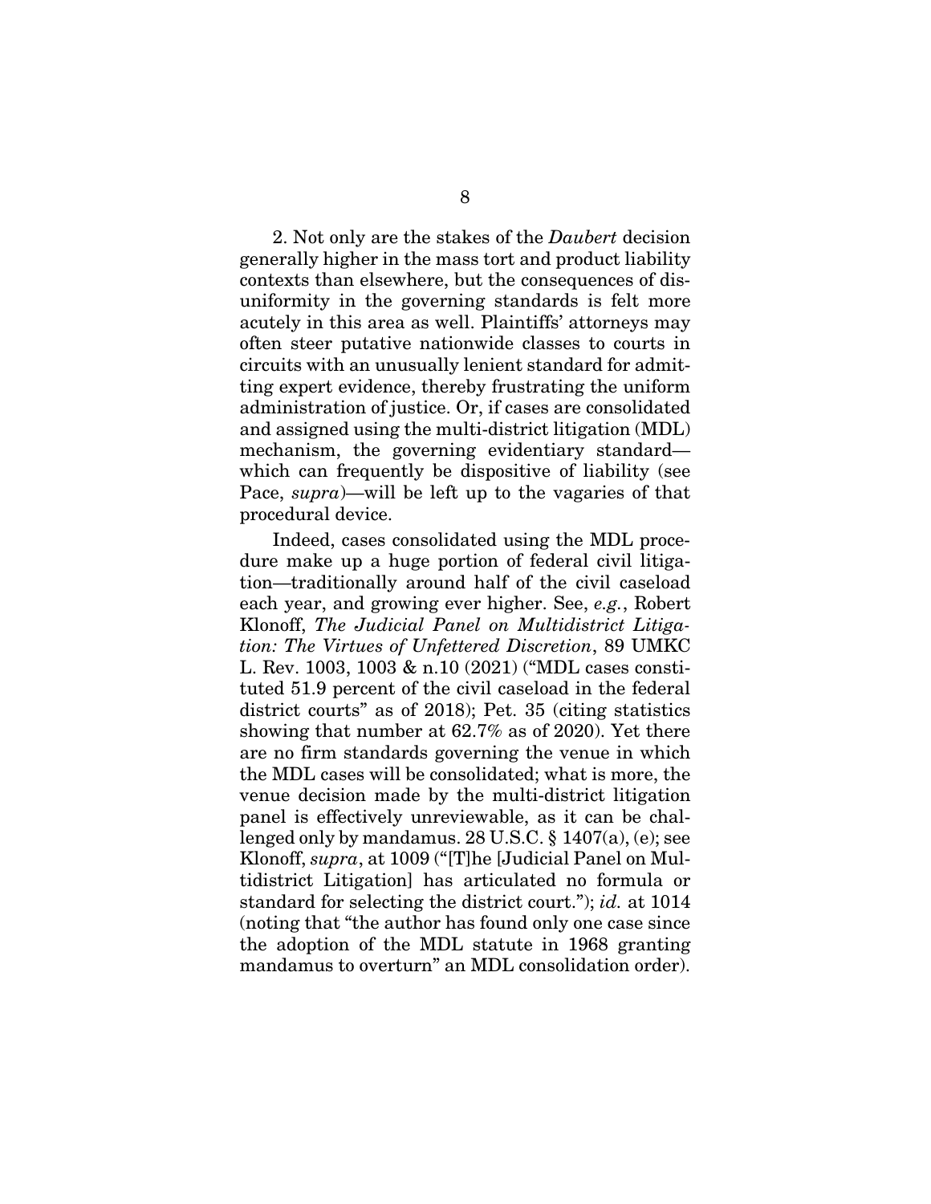2. Not only are the stakes of the *Daubert* decision generally higher in the mass tort and product liability contexts than elsewhere, but the consequences of disuniformity in the governing standards is felt more acutely in this area as well. Plaintiffs' attorneys may often steer putative nationwide classes to courts in circuits with an unusually lenient standard for admitting expert evidence, thereby frustrating the uniform administration of justice. Or, if cases are consolidated and assigned using the multi-district litigation (MDL) mechanism, the governing evidentiary standard—which can frequently be dispositive of liability (see Pace, *supra*)—will be left up to the vagaries of that procedural device.

Indeed, cases consolidated using the MDL procedure make up a huge portion of federal civil litigation—traditionally around half of the civil caseload each year, and growing ever higher. See, *e.g.*, Robert Klonoff, *The Judicial Panel on Multidistrict Litigation: The Virtues of Unfettered Discretion*, 89 UMKC L. Rev. 1003, 1003 & n.10 (2021) ("MDL cases constituted 51.9 percent of the civil caseload in the federal district courts" as of 2018); Pet. 35 (citing statistics showing that number at 62.7% as of 2020). Yet there are no firm standards governing the venue in which the MDL cases will be consolidated; what is more, the venue decision made by the multi-district litigation panel is effectively unreviewable, as it can be challenged only by mandamus. 28 U.S.C. § 1407(a), (e); see Klonoff, *supra*, at 1009 ("[T]he [Judicial Panel on Multidistrict Litigation] has articulated no formula or standard for selecting the district court."); *id.* at 1014 (noting that "the author has found only one case since the adoption of the MDL statute in 1968 granting mandamus to overturn" an MDL consolidation order).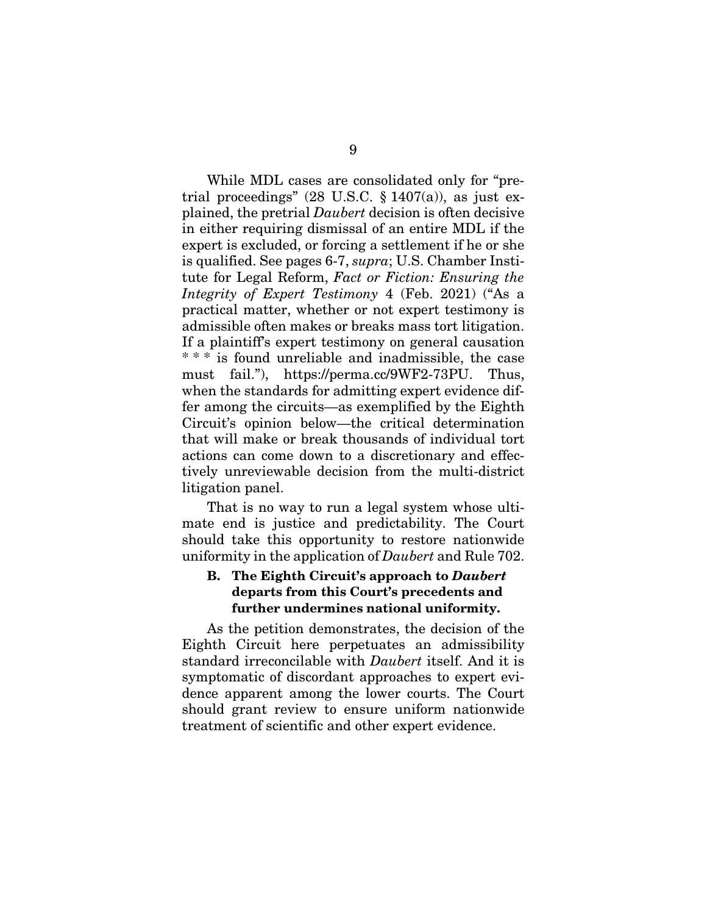While MDL cases are consolidated only for "pretrial proceedings" (28 U.S.C. § 1407(a)), as just explained, the pretrial *Daubert* decision is often decisive in either requiring dismissal of an entire MDL if the expert is excluded, or forcing a settlement if he or she is qualified. See pages 6-7, *supra*; U.S. Chamber Institute for Legal Reform, *Fact or Fiction: Ensuring the Integrity of Expert Testimony* 4 (Feb. 2021) ("As a practical matter, whether or not expert testimony is admissible often makes or breaks mass tort litigation. If a plaintiff's expert testimony on general causation * * * is found unreliable and inadmissible, the case must fail."), https://perma.cc/9WF2-73PU. Thus, when the standards for admitting expert evidence differ among the circuits—as exemplified by the Eighth Circuit's opinion below—the critical determination that will make or break thousands of individual tort actions can come down to a discretionary and effectively unreviewable decision from the multi-district litigation panel.

That is no way to run a legal system whose ultimate end is justice and predictability. The Court should take this opportunity to restore nationwide uniformity in the application of *Daubert* and Rule 702.

### B. The Eighth Circuit's approach to *Daubert* departs from this Court's precedents and further undermines national uniformity.

As the petition demonstrates, the decision of the Eighth Circuit here perpetuates an admissibility standard irreconcilable with *Daubert* itself. And it is symptomatic of discordant approaches to expert evidence apparent among the lower courts. The Court should grant review to ensure uniform nationwide treatment of scientific and other expert evidence.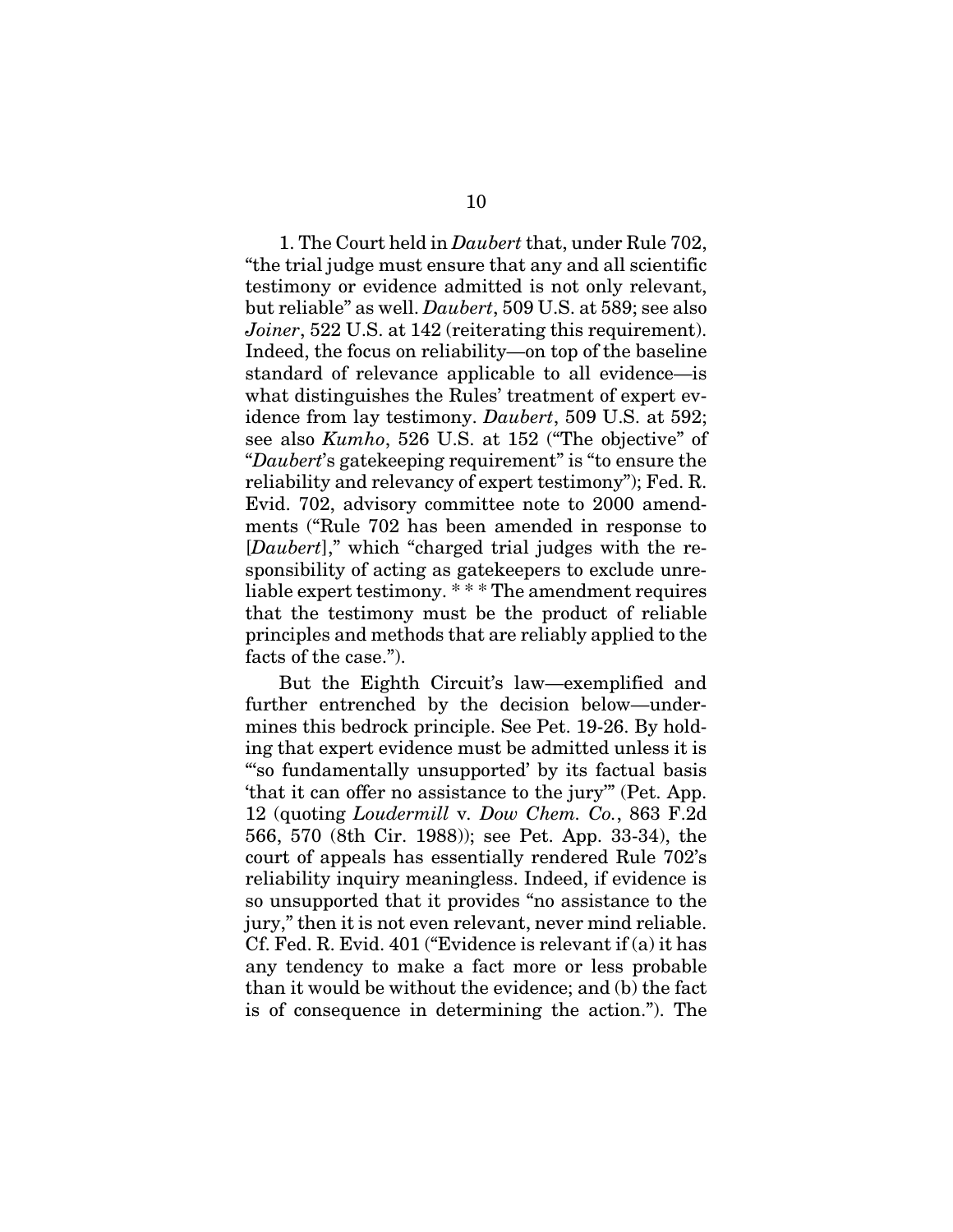1. The Court held in *Daubert* that, under Rule 702, "the trial judge must ensure that any and all scientific testimony or evidence admitted is not only relevant, but reliable" as well. *Daubert*, 509 U.S. at 589; see also *Joiner*, 522 U.S. at 142 (reiterating this requirement). Indeed, the focus on reliability—on top of the baseline standard of relevance applicable to all evidence—is what distinguishes the Rules' treatment of expert evidence from lay testimony. *Daubert*, 509 U.S. at 592; see also *Kumho*, 526 U.S. at 152 ("The objective" of "*Daubert*'s gatekeeping requirement" is "to ensure the reliability and relevancy of expert testimony"); Fed. R. Evid. 702, advisory committee note to 2000 amendments ("Rule 702 has been amended in response to [*Daubert*]," which "charged trial judges with the responsibility of acting as gatekeepers to exclude unreliable expert testimony. * * * The amendment requires that the testimony must be the product of reliable principles and methods that are reliably applied to the facts of the case.").

But the Eighth Circuit's law—exemplified and further entrenched by the decision below—undermines this bedrock principle. See Pet. 19-26. By holding that expert evidence must be admitted unless it is "'so fundamentally unsupported' by its factual basis 'that it can offer no assistance to the jury'" (Pet. App. 12 (quoting *Loudermill* v. *Dow Chem. Co.*, 863 F.2d 566, 570 (8th Cir. 1988)); see Pet. App. 33-34), the court of appeals has essentially rendered Rule 702's reliability inquiry meaningless. Indeed, if evidence is so unsupported that it provides "no assistance to the jury," then it is not even relevant, never mind reliable. Cf. Fed. R. Evid. 401 ("Evidence is relevant if (a) it has any tendency to make a fact more or less probable than it would be without the evidence; and (b) the fact is of consequence in determining the action."). The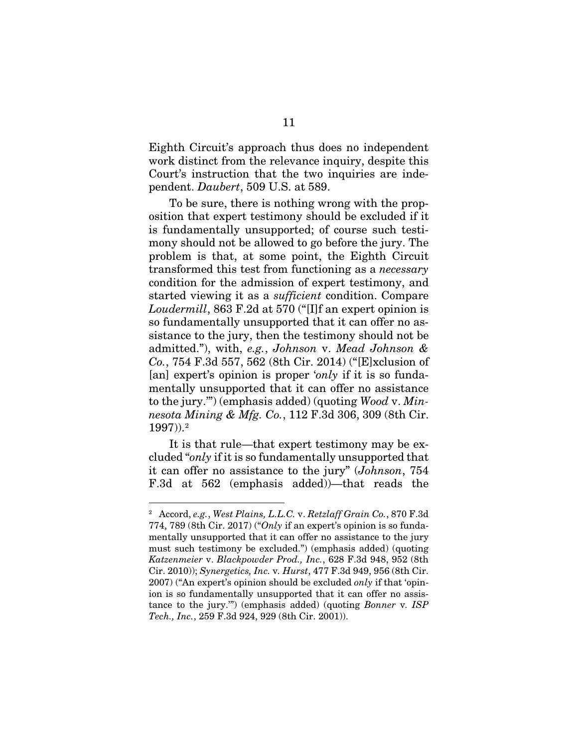Eighth Circuit's approach thus does no independent work distinct from the relevance inquiry, despite this Court's instruction that the two inquiries are independent. *Daubert*, 509 U.S. at 589.

To be sure, there is nothing wrong with the proposition that expert testimony should be excluded if it is fundamentally unsupported; of course such testimony should not be allowed to go before the jury. The problem is that, at some point, the Eighth Circuit transformed this test from functioning as a *necessary* condition for the admission of expert testimony, and started viewing it as a *sufficient* condition. Compare *Loudermill*, 863 F.2d at 570 ("[I]f an expert opinion is so fundamentally unsupported that it can offer no assistance to the jury, then the testimony should not be admitted."), with, *e.g.*, *Johnson* v. *Mead Johnson & Co.*, 754 F.3d 557, 562 (8th Cir. 2014) ("[E]xclusion of [an] expert's opinion is proper '*only* if it is so fundamentally unsupported that it can offer no assistance to the jury.'") (emphasis added) (quoting *Wood* v. *Minnesota Mining & Mfg. Co.*, 112 F.3d 306, 309 (8th Cir. 1997)).[2]

It is that rule—that expert testimony may be excluded "*only* if it is so fundamentally unsupported that it can offer no assistance to the jury" (*Johnson*, 754 F.3d at 562 (emphasis added))—that reads the

---

[2] Accord, *e.g.*, *West Plains, L.L.C.* v. *Retzlaff Grain Co.*, 870 F.3d 774, 789 (8th Cir. 2017) ("*Only* if an expert's opinion is so fundamentally unsupported that it can offer no assistance to the jury must such testimony be excluded.") (emphasis added) (quoting *Katzenmeier* v. *Blackpowder Prod., Inc.*, 628 F.3d 948, 952 (8th Cir. 2010)); *Synergetics, Inc.* v. *Hurst*, 477 F.3d 949, 956 (8th Cir. 2007) ("An expert's opinion should be excluded *only* if that 'opinion is so fundamentally unsupported that it can offer no assistance to the jury.'") (emphasis added) (quoting *Bonner* v. *ISP Tech., Inc.*, 259 F.3d 924, 929 (8th Cir. 2001)).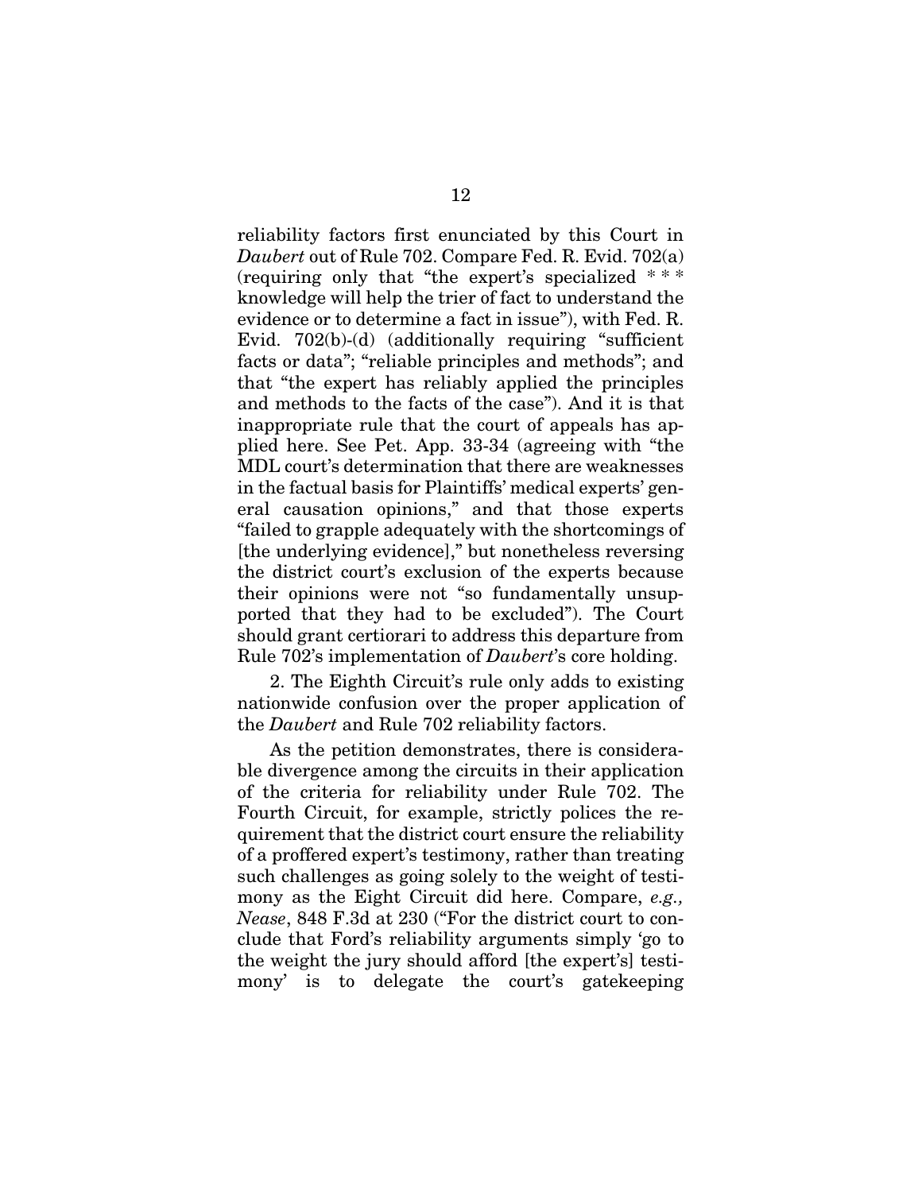reliability factors first enunciated by this Court in *Daubert* out of Rule 702. Compare Fed. R. Evid. 702(a) (requiring only that "the expert's specialized * * * knowledge will help the trier of fact to understand the evidence or to determine a fact in issue"), with Fed. R. Evid. 702(b)-(d) (additionally requiring "sufficient facts or data"; "reliable principles and methods"; and that "the expert has reliably applied the principles and methods to the facts of the case"). And it is that inappropriate rule that the court of appeals has applied here. See Pet. App. 33-34 (agreeing with "the MDL court's determination that there are weaknesses in the factual basis for Plaintiffs' medical experts' general causation opinions," and that those experts "failed to grapple adequately with the shortcomings of [the underlying evidence]," but nonetheless reversing the district court's exclusion of the experts because their opinions were not "so fundamentally unsupported that they had to be excluded"). The Court should grant certiorari to address this departure from Rule 702's implementation of *Daubert*'s core holding.

2. The Eighth Circuit's rule only adds to existing nationwide confusion over the proper application of the *Daubert* and Rule 702 reliability factors.

As the petition demonstrates, there is considerable divergence among the circuits in their application of the criteria for reliability under Rule 702. The Fourth Circuit, for example, strictly polices the requirement that the district court ensure the reliability of a proffered expert's testimony, rather than treating such challenges as going solely to the weight of testimony as the Eight Circuit did here. Compare, *e.g., Nease*, 848 F.3d at 230 ("For the district court to conclude that Ford's reliability arguments simply 'go to the weight the jury should afford [the expert's] testimony' is to delegate the court's gatekeeping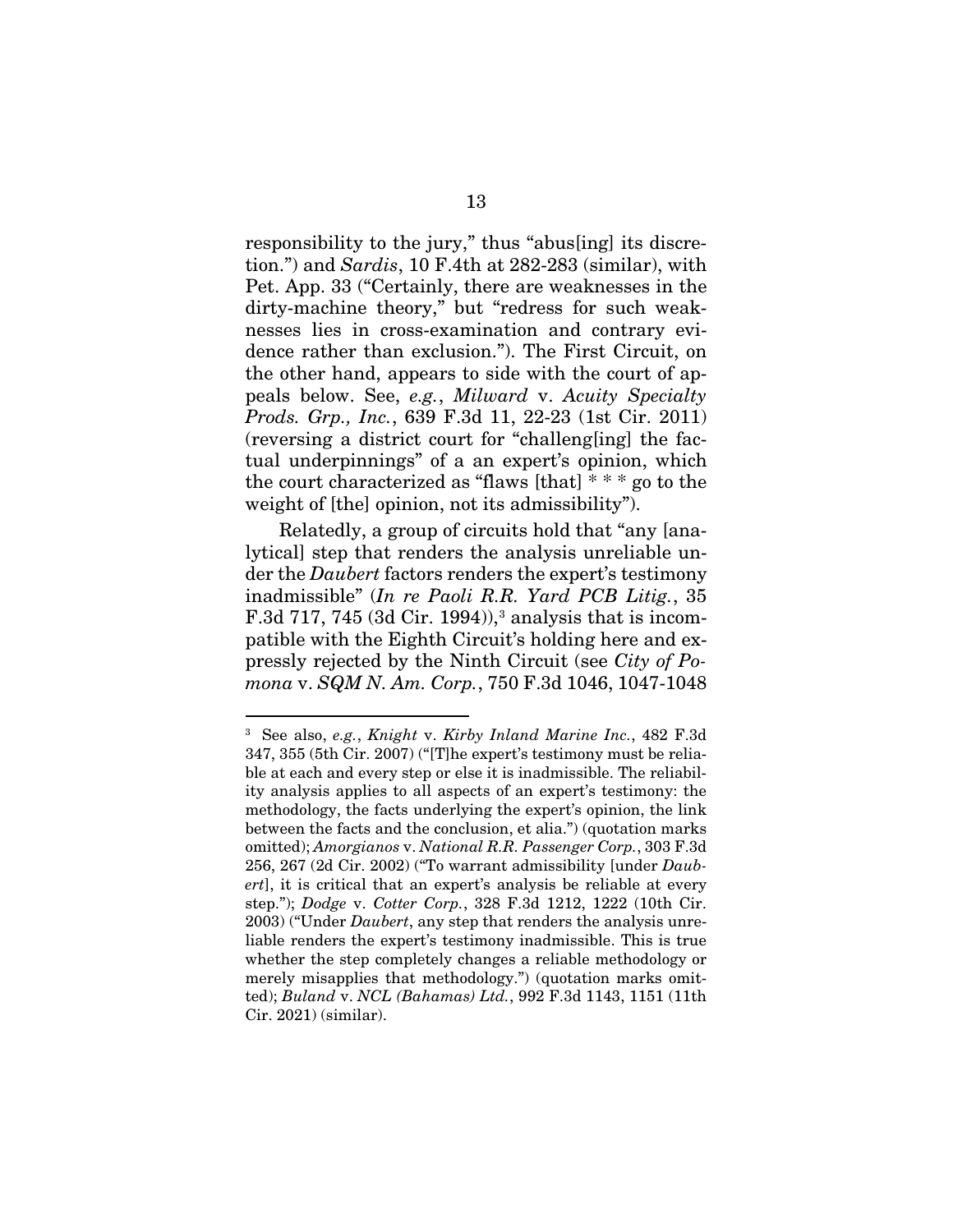responsibility to the jury," thus "abus[ing] its discretion.") and *Sardis*, 10 F.4th at 282-283 (similar), with Pet. App. 33 ("Certainly, there are weaknesses in the dirty-machine theory," but "redress for such weaknesses lies in cross-examination and contrary evidence rather than exclusion."). The First Circuit, on the other hand, appears to side with the court of appeals below. See, *e.g.*, *Milward* v. *Acuity Specialty Prods. Grp., Inc.*, 639 F.3d 11, 22-23 (1st Cir. 2011) (reversing a district court for "challeng[ing] the factual underpinnings" of a an expert's opinion, which the court characterized as "flaws [that] * * * go to the weight of [the] opinion, not its admissibility").

Relatedly, a group of circuits hold that "any [analytical] step that renders the analysis unreliable under the *Daubert* factors renders the expert's testimony inadmissible" (*In re Paoli R.R. Yard PCB Litig.*, 35 F.3d 717, 745 (3d Cir. 1994)),[3] analysis that is incompatible with the Eighth Circuit's holding here and expressly rejected by the Ninth Circuit (see *City of Pomona* v. *SQM N. Am. Corp.*, 750 F.3d 1046, 1047-1048

---

[3] See also, *e.g.*, *Knight* v. *Kirby Inland Marine Inc.*, 482 F.3d 347, 355 (5th Cir. 2007) ("[T]he expert's testimony must be reliable at each and every step or else it is inadmissible. The reliability analysis applies to all aspects of an expert's testimony: the methodology, the facts underlying the expert's opinion, the link between the facts and the conclusion, et alia.") (quotation marks omitted); *Amorgianos* v. *National R.R. Passenger Corp.*, 303 F.3d 256, 267 (2d Cir. 2002) ("To warrant admissibility [under *Daubert*], it is critical that an expert's analysis be reliable at every step."); *Dodge* v. *Cotter Corp.*, 328 F.3d 1212, 1222 (10th Cir. 2003) ("Under *Daubert*, any step that renders the analysis unreliable renders the expert's testimony inadmissible. This is true whether the step completely changes a reliable methodology or merely misapplies that methodology.") (quotation marks omitted); *Buland* v. *NCL (Bahamas) Ltd.*, 992 F.3d 1143, 1151 (11th Cir. 2021) (similar).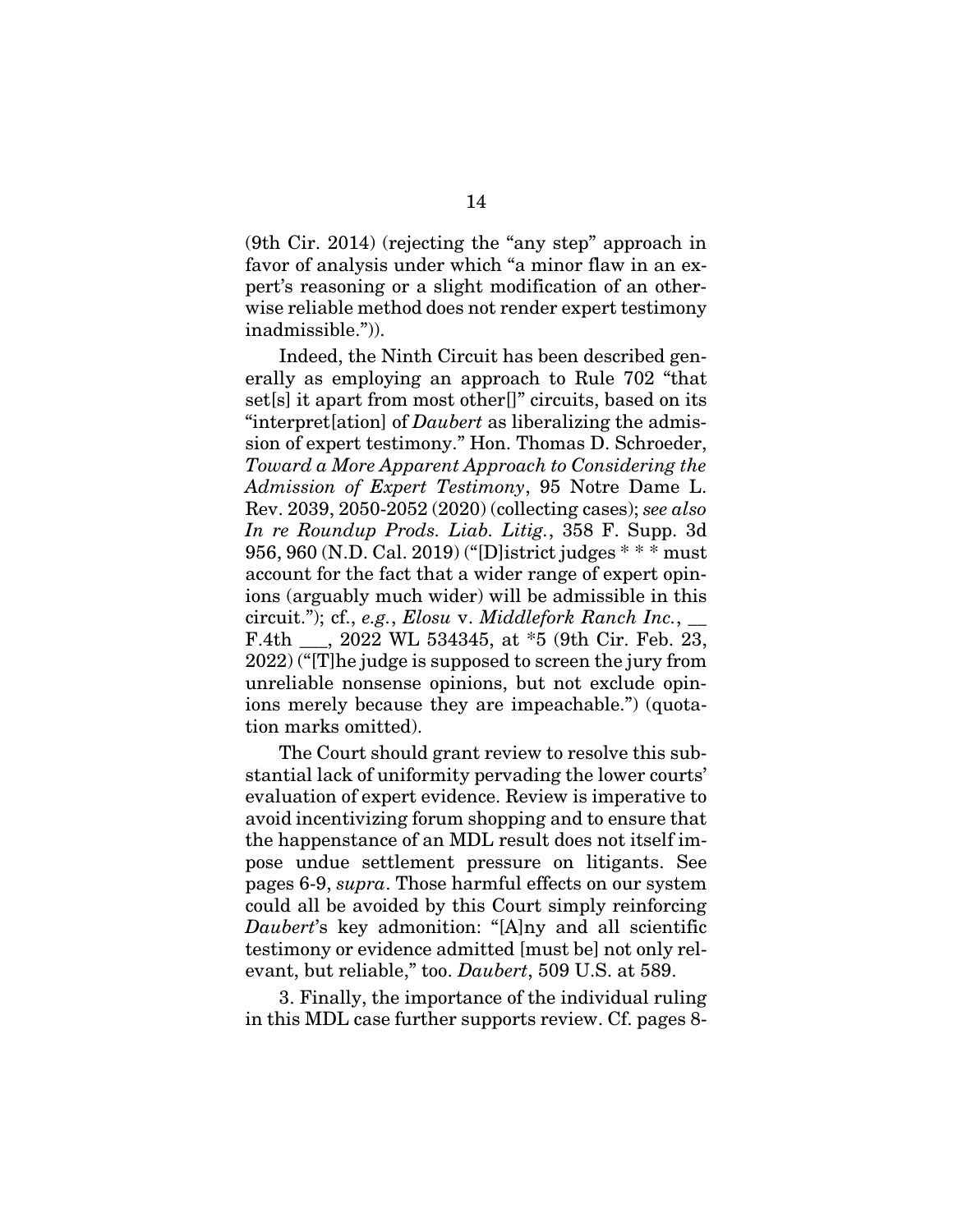(9th Cir. 2014) (rejecting the "any step" approach in favor of analysis under which "a minor flaw in an expert's reasoning or a slight modification of an otherwise reliable method does not render expert testimony inadmissible.")).

Indeed, the Ninth Circuit has been described generally as employing an approach to Rule 702 "that set[s] it apart from most other[]" circuits, based on its "interpret[ation] of *Daubert* as liberalizing the admission of expert testimony." Hon. Thomas D. Schroeder, *Toward a More Apparent Approach to Considering the Admission of Expert Testimony*, 95 Notre Dame L. Rev. 2039, 2050-2052 (2020) (collecting cases); *see also In re Roundup Prods. Liab. Litig.*, 358 F. Supp. 3d 956, 960 (N.D. Cal. 2019) ("[D]istrict judges * * * must account for the fact that a wider range of expert opinions (arguably much wider) will be admissible in this circuit."); cf., *e.g.*, *Elosu* v. *Middlefork Ranch Inc.*, __ F.4th ___, 2022 WL 534345, at *5 (9th Cir. Feb. 23, 2022) ("[T]he judge is supposed to screen the jury from unreliable nonsense opinions, but not exclude opinions merely because they are impeachable.") (quotation marks omitted).

The Court should grant review to resolve this substantial lack of uniformity pervading the lower courts' evaluation of expert evidence. Review is imperative to avoid incentivizing forum shopping and to ensure that the happenstance of an MDL result does not itself impose undue settlement pressure on litigants. See pages 6-9, *supra*. Those harmful effects on our system could all be avoided by this Court simply reinforcing *Daubert*'s key admonition: "[A]ny and all scientific testimony or evidence admitted [must be] not only relevant, but reliable," too. *Daubert*, 509 U.S. at 589.

3. Finally, the importance of the individual ruling in this MDL case further supports review. Cf. pages 8-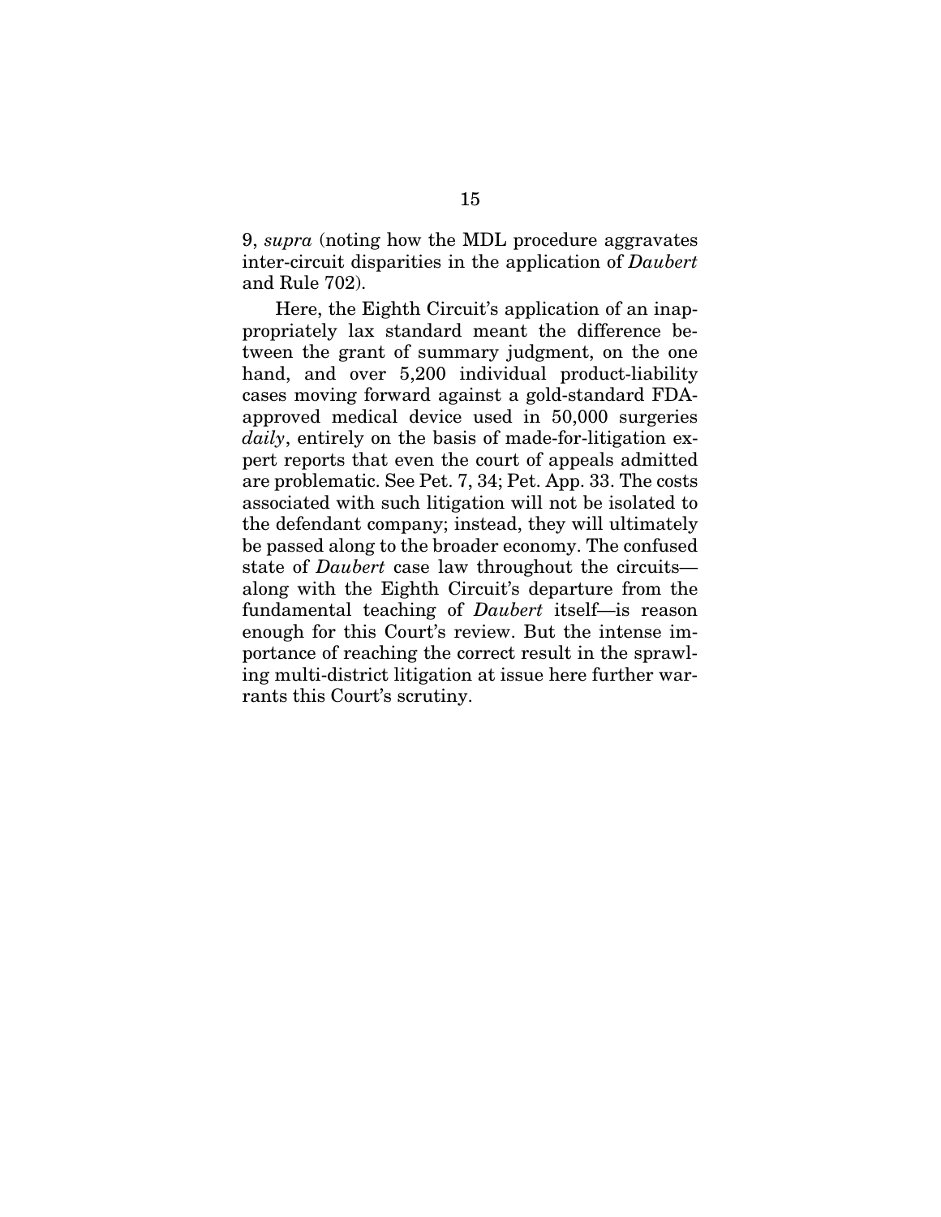9, *supra* (noting how the MDL procedure aggravates inter-circuit disparities in the application of *Daubert* and Rule 702).

Here, the Eighth Circuit's application of an inappropriately lax standard meant the difference between the grant of summary judgment, on the one hand, and over 5,200 individual product-liability cases moving forward against a gold-standard FDA-approved medical device used in 50,000 surgeries *daily*, entirely on the basis of made-for-litigation expert reports that even the court of appeals admitted are problematic. See Pet. 7, 34; Pet. App. 33. The costs associated with such litigation will not be isolated to the defendant company; instead, they will ultimately be passed along to the broader economy. The confused state of *Daubert* case law throughout the circuits—along with the Eighth Circuit's departure from the fundamental teaching of *Daubert* itself—is reason enough for this Court's review. But the intense importance of reaching the correct result in the sprawling multi-district litigation at issue here further warrants this Court's scrutiny.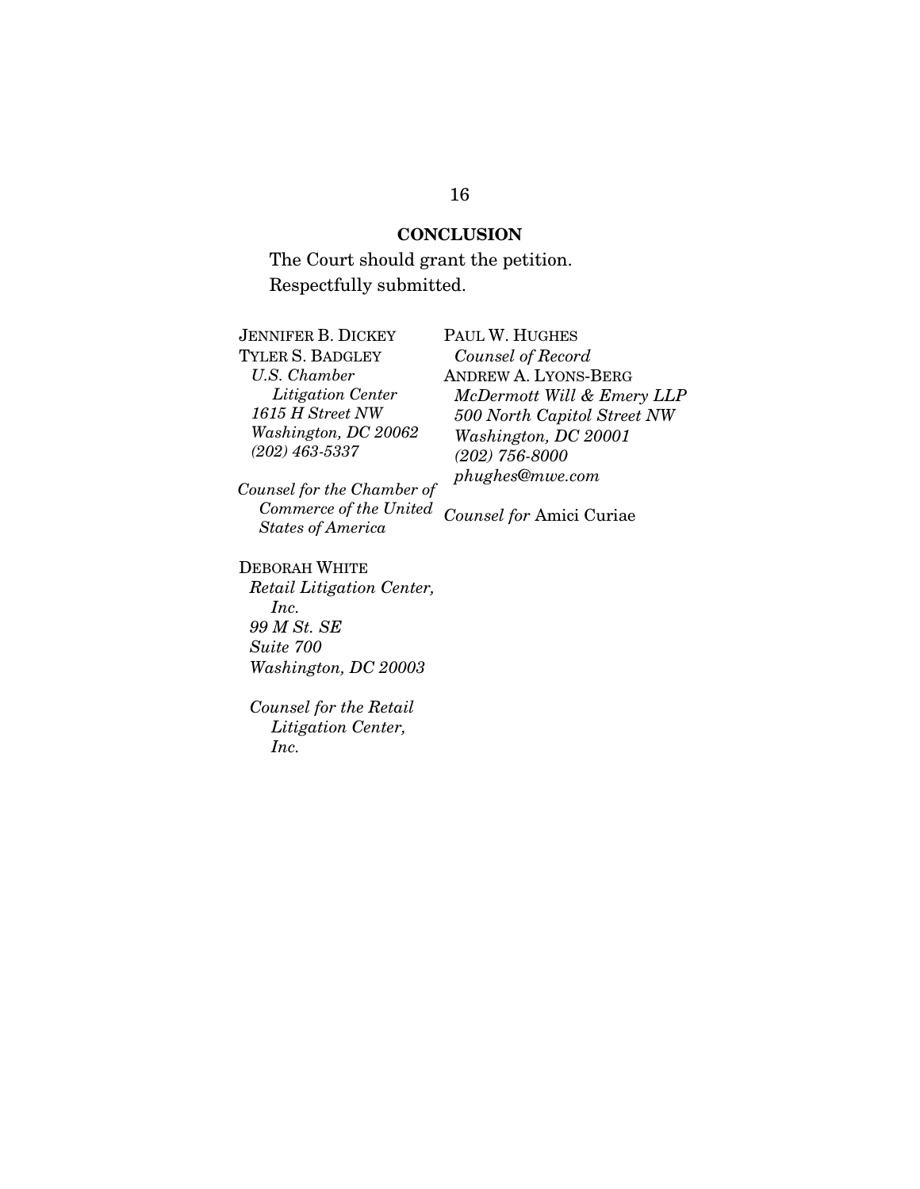## CONCLUSION

The Court should grant the petition.

Respectfully submitted.

JENNIFER B. DICKEY
TYLER S. BADGLEY
*U.S. Chamber Litigation Center*
*1615 H Street NW*
*Washington, DC 20062*
*(202) 463-5337*

*Counsel for the Chamber of Commerce of the United States of America*

DEBORAH WHITE
*Retail Litigation Center, Inc.*
*99 M St. SE*
*Suite 700*
*Washington, DC 20003*

*Counsel for the Retail Litigation Center, Inc.*

PAUL W. HUGHES
*Counsel of Record*
ANDREW A. LYONS-BERG
*McDermott Will & Emery LLP*
*500 North Capitol Street NW*
*Washington, DC 20001*
*(202) 756-8000*
*phughes@mwe.com*

*Counsel for* Amici Curiae